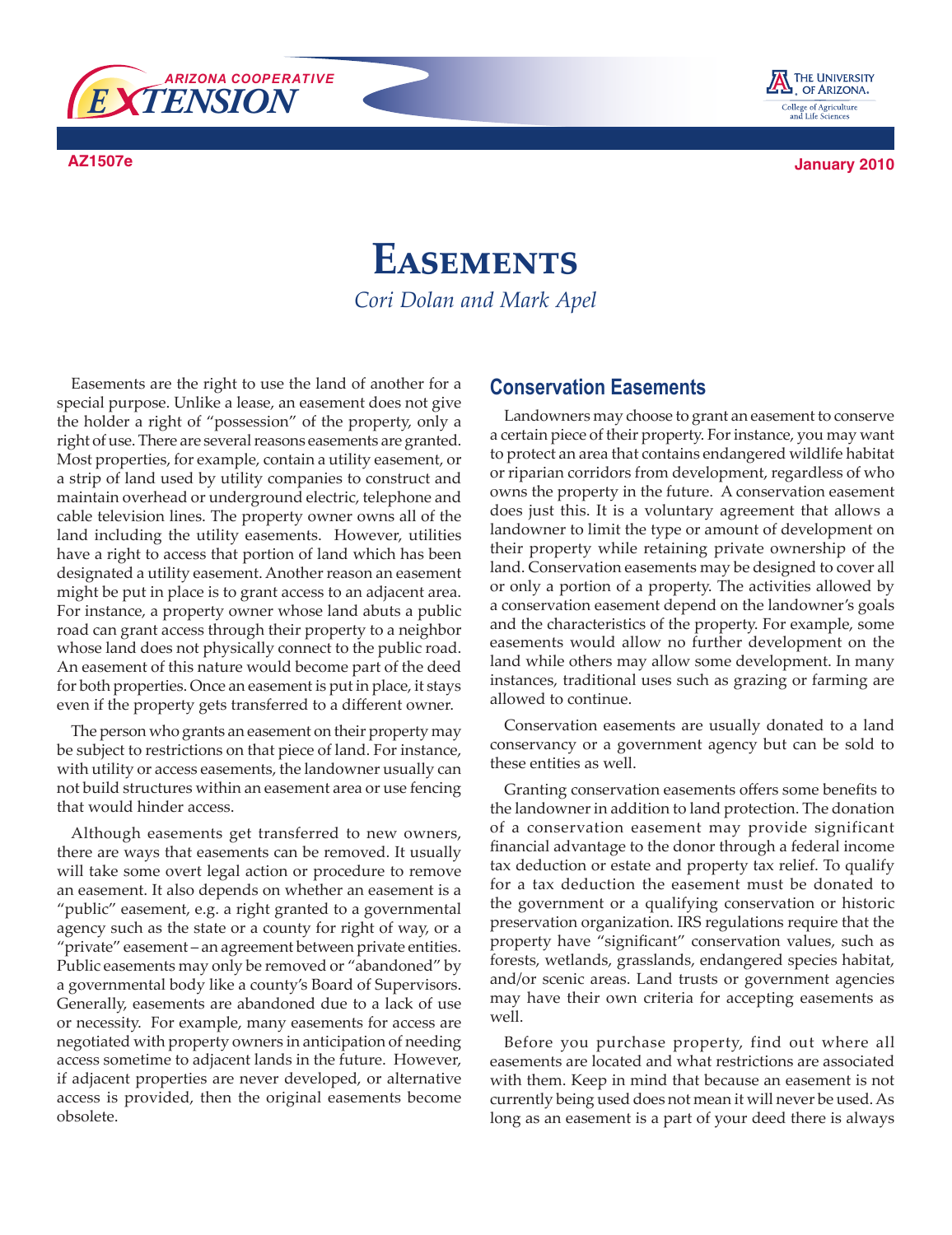AZ1507e

January 2010

# Easements

*Cori Dolan and Mark Apel*

Easements are the right to use the land of another for a special purpose. Unlike a lease, an easement does not give the holder a right of "possession" of the property, only a right of use. There are several reasons easements are granted. Most properties, for example, contain a utility easement, or a strip of land used by utility companies to construct and maintain overhead or underground electric, telephone and cable television lines. The property owner owns all of the land including the utility easements. However, utilities have a right to access that portion of land which has been designated a utility easement. Another reason an easement might be put in place is to grant access to an adjacent area. For instance, a property owner whose land abuts a public road can grant access through their property to a neighbor whose land does not physically connect to the public road. An easement of this nature would become part of the deed for both properties. Once an easement is put in place, it stays even if the property gets transferred to a different owner.

The person who grants an easement on their property may be subject to restrictions on that piece of land. For instance, with utility or access easements, the landowner usually can not build structures within an easement area or use fencing that would hinder access.

Although easements get transferred to new owners, there are ways that easements can be removed. It usually will take some overt legal action or procedure to remove an easement. It also depends on whether an easement is a "public" easement, e.g. a right granted to a governmental agency such as the state or a county for right of way, or a "private" easement – an agreement between private entities. Public easements may only be removed or "abandoned" by a governmental body like a county's Board of Supervisors. Generally, easements are abandoned due to a lack of use or necessity. For example, many easements for access are negotiated with property owners in anticipation of needing access sometime to adjacent lands in the future. However, if adjacent properties are never developed, or alternative access is provided, then the original easements become obsolete.

## Conservation Easements

Landowners may choose to grant an easement to conserve a certain piece of their property. For instance, you may want to protect an area that contains endangered wildlife habitat or riparian corridors from development, regardless of who owns the property in the future. A conservation easement does just this. It is a voluntary agreement that allows a landowner to limit the type or amount of development on their property while retaining private ownership of the land. Conservation easements may be designed to cover all or only a portion of a property. The activities allowed by a conservation easement depend on the landowner's goals and the characteristics of the property. For example, some easements would allow no further development on the land while others may allow some development. In many instances, traditional uses such as grazing or farming are allowed to continue.

Conservation easements are usually donated to a land conservancy or a government agency but can be sold to these entities as well.

Granting conservation easements offers some benefits to the landowner in addition to land protection. The donation of a conservation easement may provide significant financial advantage to the donor through a federal income tax deduction or estate and property tax relief. To qualify for a tax deduction the easement must be donated to the government or a qualifying conservation or historic preservation organization. IRS regulations require that the property have "significant" conservation values, such as forests, wetlands, grasslands, endangered species habitat, and/or scenic areas. Land trusts or government agencies may have their own criteria for accepting easements as well.

Before you purchase property, find out where all easements are located and what restrictions are associated with them. Keep in mind that because an easement is not currently being used does not mean it will never be used. As long as an easement is a part of your deed there is always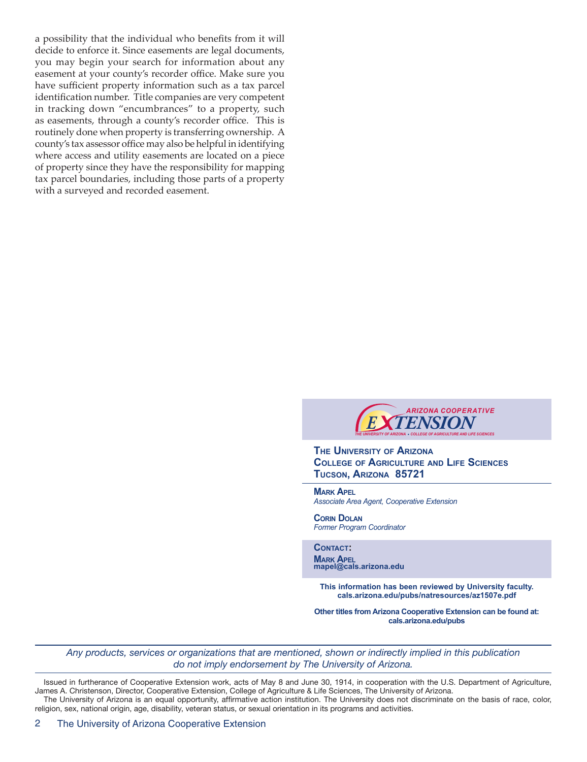a possibility that the individual who benefits from it will decide to enforce it. Since easements are legal documents, you may begin your search for information about any easement at your county's recorder office. Make sure you have sufficient property information such as a tax parcel identification number. Title companies are very competent in tracking down "encumbrances" to a property, such as easements, through a county's recorder office. This is routinely done when property is transferring ownership. A county's tax assessor office may also be helpful in identifying where access and utility easements are located on a piece of property since they have the responsibility for mapping tax parcel boundaries, including those parts of a property with a surveyed and recorded easement.

ARIZONA COOPERATIVE EXTENSION
THE UNIVERSITY OF ARIZONA • COLLEGE OF AGRICULTURE AND LIFE SCIENCES

**The University of Arizona**
**College of Agriculture and Life Sciences**
**Tucson, Arizona 85721**

**Mark Apel**
*Associate Area Agent, Cooperative Extension*

**Corin Dolan**
*Former Program Coordinator*

**Contact:**
**Mark Apel**
**mapel@cals.arizona.edu**

**This information has been reviewed by University faculty.**
**cals.arizona.edu/pubs/natresources/az1507e.pdf**

**Other titles from Arizona Cooperative Extension can be found at:**
**cals.arizona.edu/pubs**

*Any products, services or organizations that are mentioned, shown or indirectly implied in this publication do not imply endorsement by The University of Arizona.*

Issued in furtherance of Cooperative Extension work, acts of May 8 and June 30, 1914, in cooperation with the U.S. Department of Agriculture, James A. Christenson, Director, Cooperative Extension, College of Agriculture & Life Sciences, The University of Arizona.
The University of Arizona is an equal opportunity, affirmative action institution. The University does not discriminate on the basis of race, color, religion, sex, national origin, age, disability, veteran status, or sexual orientation in its programs and activities.